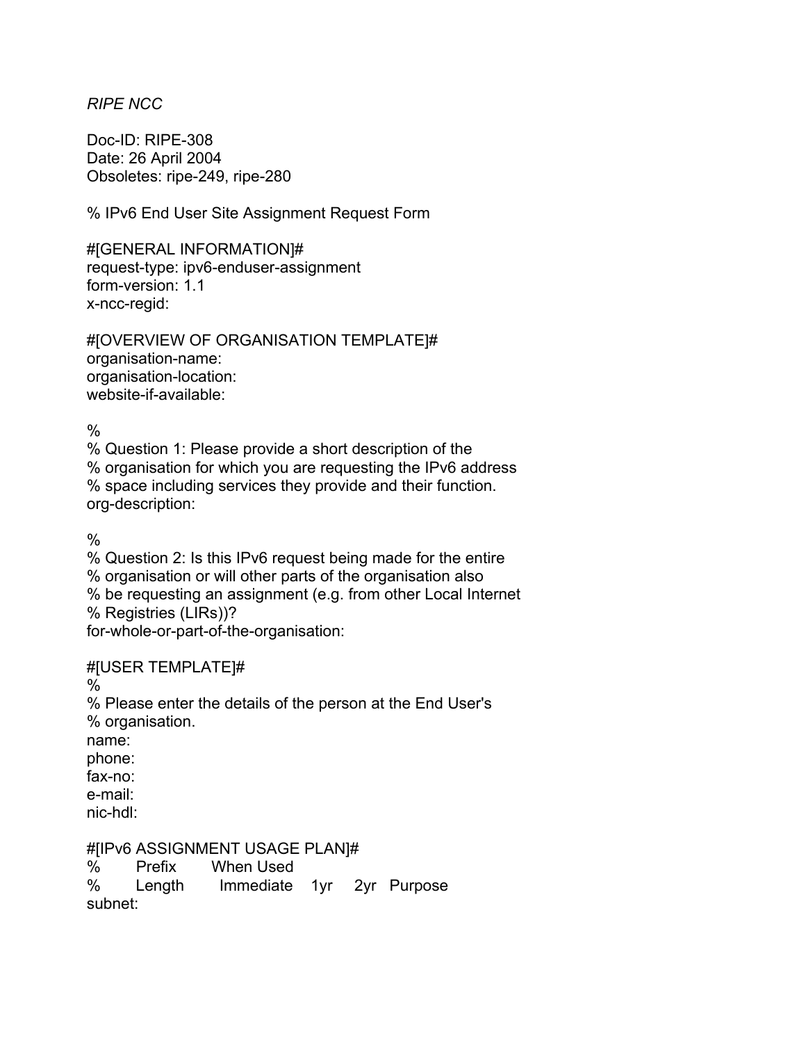*RIPE NCC*

Doc-ID: RIPE-308
Date: 26 April 2004
Obsoletes: ripe-249, ripe-280

% IPv6 End User Site Assignment Request Form

#[GENERAL INFORMATION]#
request-type: ipv6-enduser-assignment
form-version: 1.1
x-ncc-regid:

#[OVERVIEW OF ORGANISATION TEMPLATE]#
organisation-name:
organisation-location:
website-if-available:

%
% Question 1: Please provide a short description of the
% organisation for which you are requesting the IPv6 address
% space including services they provide and their function.
org-description:

%
% Question 2: Is this IPv6 request being made for the entire
% organisation or will other parts of the organisation also
% be requesting an assignment (e.g. from other Local Internet
% Registries (LIRs))?
for-whole-or-part-of-the-organisation:

#[USER TEMPLATE]#
%
% Please enter the details of the person at the End User's
% organisation.
name:
phone:
fax-no:
e-mail:
nic-hdl:

#[IPv6 ASSIGNMENT USAGE PLAN]#

```
%       Prefix      When Used
%       Length      Immediate    1yr    2yr   Purpose
subnet:
```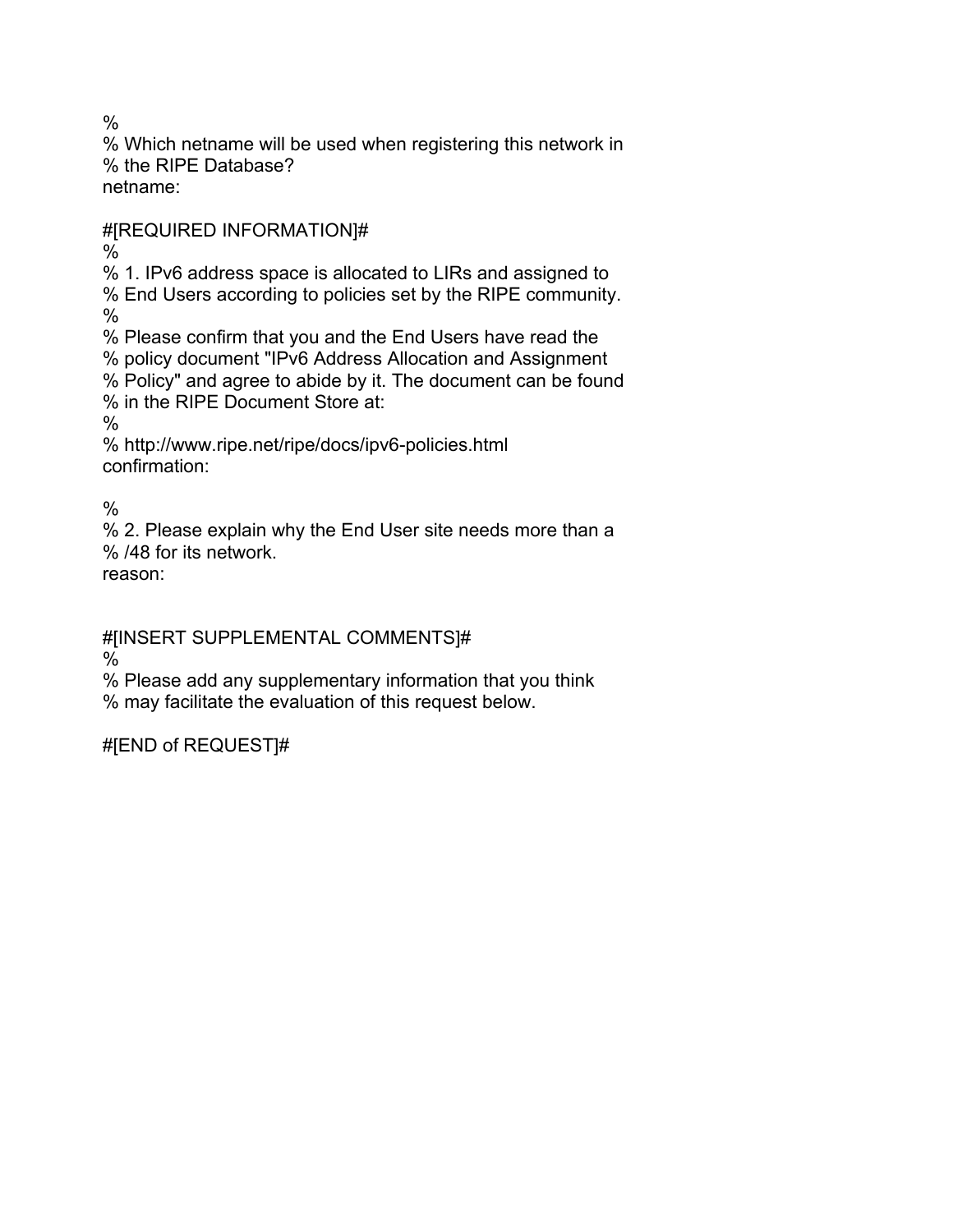%
% Which netname will be used when registering this network in
% the RIPE Database?
netname:

#[REQUIRED INFORMATION]#
%
% 1. IPv6 address space is allocated to LIRs and assigned to
% End Users according to policies set by the RIPE community.
%
% Please confirm that you and the End Users have read the
% policy document "IPv6 Address Allocation and Assignment
% Policy" and agree to abide by it. The document can be found
% in the RIPE Document Store at:
%
% http://www.ripe.net/ripe/docs/ipv6-policies.html
confirmation:

%
% 2. Please explain why the End User site needs more than a
% /48 for its network.
reason:

#[INSERT SUPPLEMENTAL COMMENTS]#
%
% Please add any supplementary information that you think
% may facilitate the evaluation of this request below.

#[END of REQUEST]#